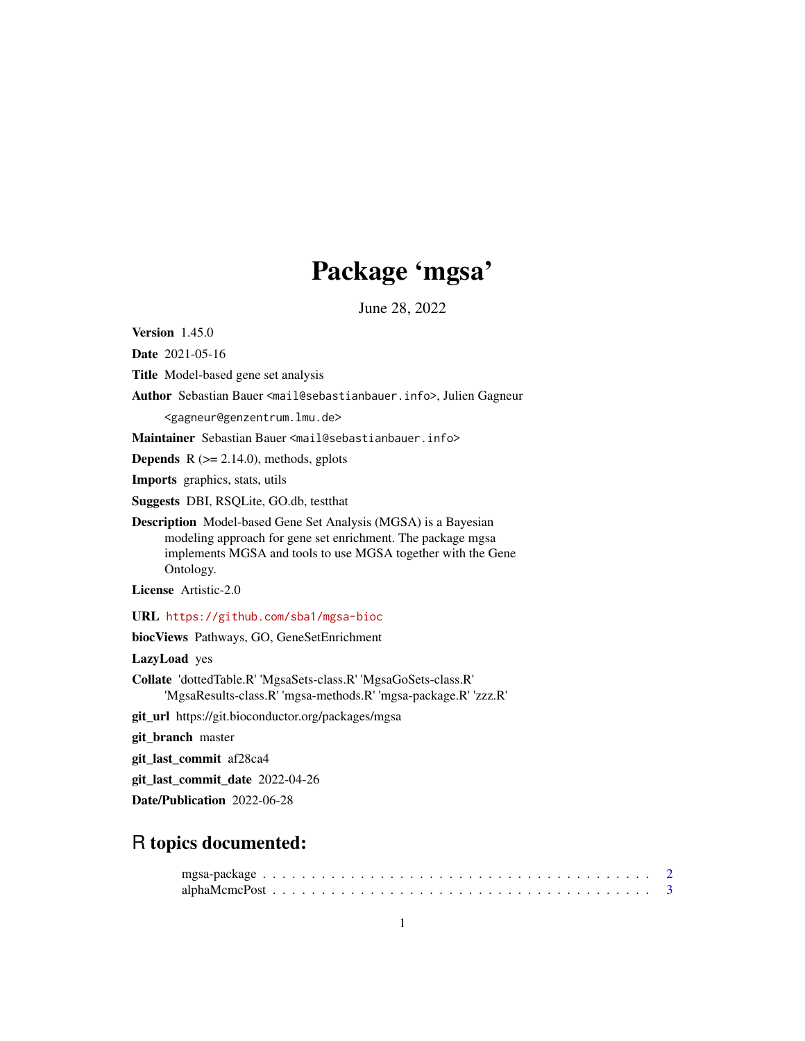# Package 'mgsa'

June 28, 2022

**Version** 1.45.0

**Date** 2021-05-16

**Title** Model-based gene set analysis

**Author** Sebastian Bauer <mail@sebastianbauer.info>, Julien Gagneur <gagneur@genzentrum.lmu.de>

**Maintainer** Sebastian Bauer <mail@sebastianbauer.info>

**Depends** R (>= 2.14.0), methods, gplots

**Imports** graphics, stats, utils

**Suggests** DBI, RSQLite, GO.db, testthat

**Description** Model-based Gene Set Analysis (MGSA) is a Bayesian modeling approach for gene set enrichment. The package mgsa implements MGSA and tools to use MGSA together with the Gene Ontology.

**License** Artistic-2.0

**URL** https://github.com/sba1/mgsa-bioc

**biocViews** Pathways, GO, GeneSetEnrichment

**LazyLoad** yes

**Collate** 'dottedTable.R' 'MgsaSets-class.R' 'MgsaGoSets-class.R' 'MgsaResults-class.R' 'mgsa-methods.R' 'mgsa-package.R' 'zzz.R'

**git_url** https://git.bioconductor.org/packages/mgsa

**git_branch** master

**git_last_commit** af28ca4

**git_last_commit_date** 2022-04-26

**Date/Publication** 2022-06-28

## R topics documented:

mgsa-package . . . . . . . . . . . . . . . . . . . . . . . . . . . . . . . . . . . . . . 2
alphaMcmcPost . . . . . . . . . . . . . . . . . . . . . . . . . . . . . . . . . . . . . 3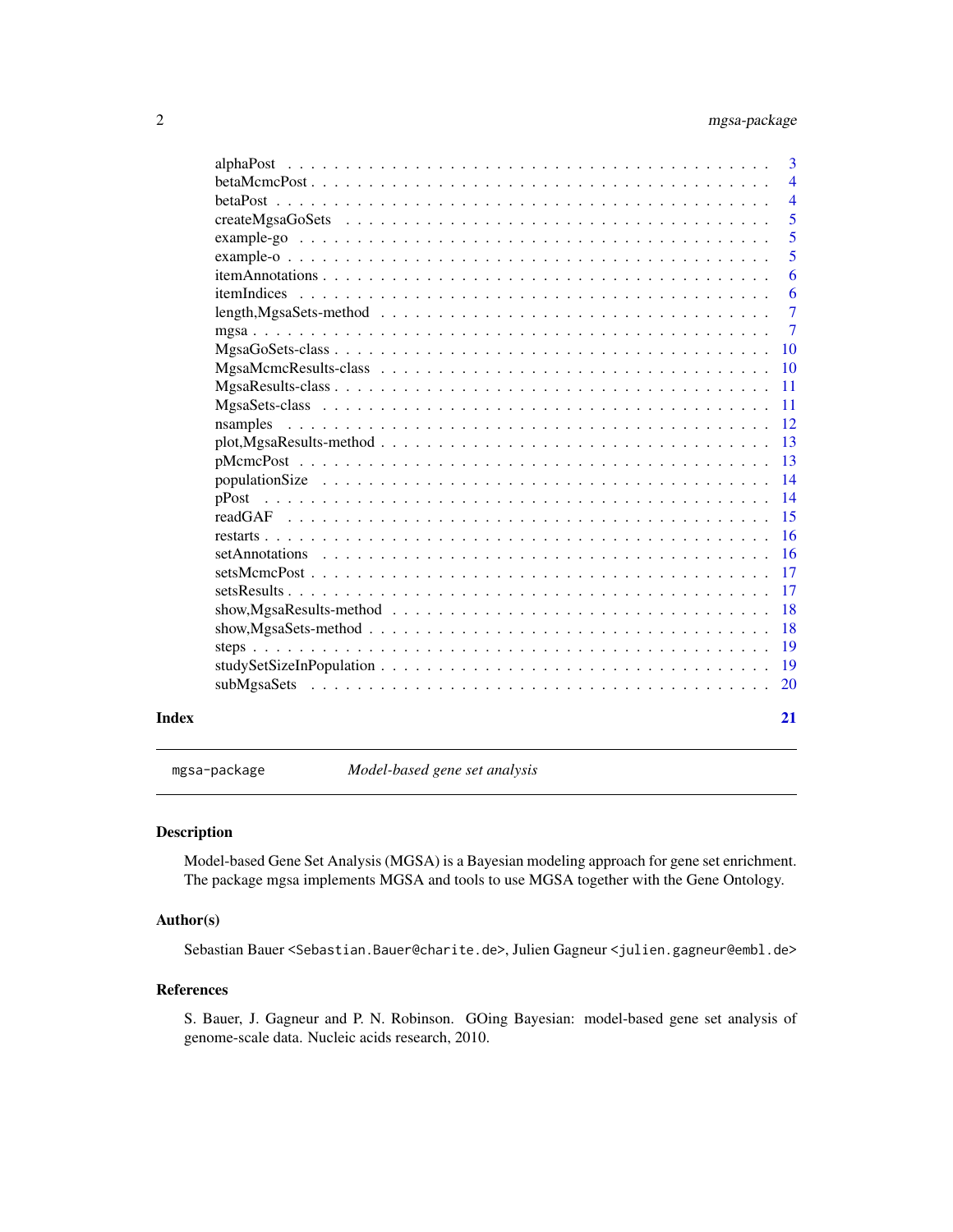| | |
|---|---|
| alphaPost | 3 |
| betaMcmcPost | 4 |
| betaPost | 4 |
| createMgsaGoSets | 5 |
| example-go | 5 |
| example-o | 5 |
| itemAnnotations | 6 |
| itemIndices | 6 |
| length,MgsaSets-method | 7 |
| mgsa | 7 |
| MgsaGoSets-class | 10 |
| MgsaMcmcResults-class | 10 |
| MgsaResults-class | 11 |
| MgsaSets-class | 11 |
| nsamples | 12 |
| plot,MgsaResults-method | 13 |
| pMcmcPost | 13 |
| populationSize | 14 |
| pPost | 14 |
| readGAF | 15 |
| restarts | 16 |
| setAnnotations | 16 |
| setsMcmcPost | 17 |
| setsResults | 17 |
| show,MgsaResults-method | 18 |
| show,MgsaSets-method | 18 |
| steps | 19 |
| studySetSizeInPopulation | 19 |
| subMgsaSets | 20 |

**Index** 21

---

`mgsa-package` *Model-based gene set analysis*

---

## Description

Model-based Gene Set Analysis (MGSA) is a Bayesian modeling approach for gene set enrichment. The package mgsa implements MGSA and tools to use MGSA together with the Gene Ontology.

## Author(s)

Sebastian Bauer <`Sebastian.Bauer@charite.de`>, Julien Gagneur <`julien.gagneur@embl.de`>

## References

S. Bauer, J. Gagneur and P. N. Robinson. GOing Bayesian: model-based gene set analysis of genome-scale data. Nucleic acids research, 2010.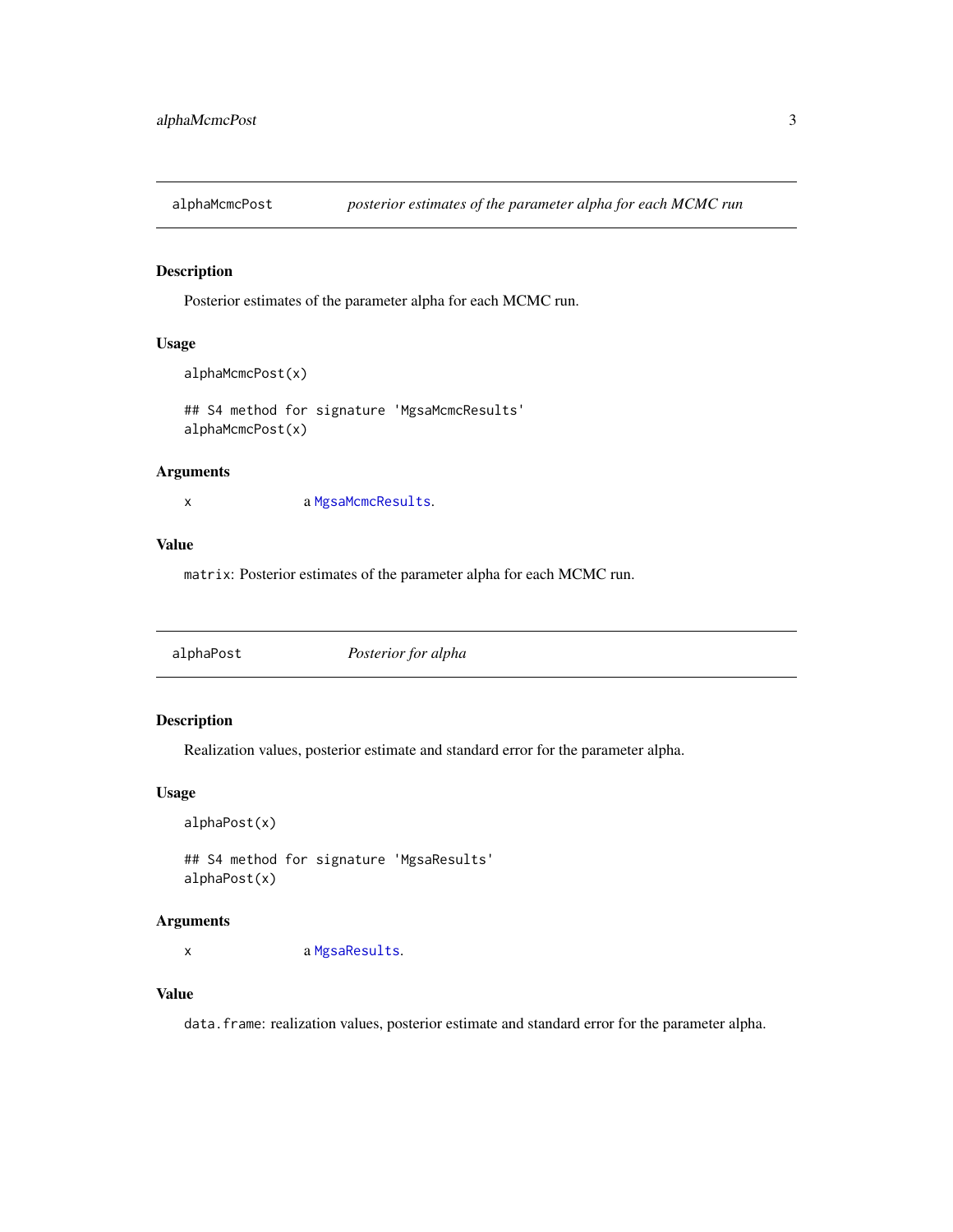## alphaMcmcPost — *posterior estimates of the parameter alpha for each MCMC run*

### Description

Posterior estimates of the parameter alpha for each MCMC run.

### Usage

```
alphaMcmcPost(x)

## S4 method for signature 'MgsaMcmcResults'
alphaMcmcPost(x)
```

### Arguments

| | |
|---|---|
| x | a MgsaMcmcResults. |

### Value

`matrix`: Posterior estimates of the parameter alpha for each MCMC run.

## alphaPost — *Posterior for alpha*

### Description

Realization values, posterior estimate and standard error for the parameter alpha.

### Usage

```
alphaPost(x)

## S4 method for signature 'MgsaResults'
alphaPost(x)
```

### Arguments

| | |
|---|---|
| x | a MgsaResults. |

### Value

`data.frame`: realization values, posterior estimate and standard error for the parameter alpha.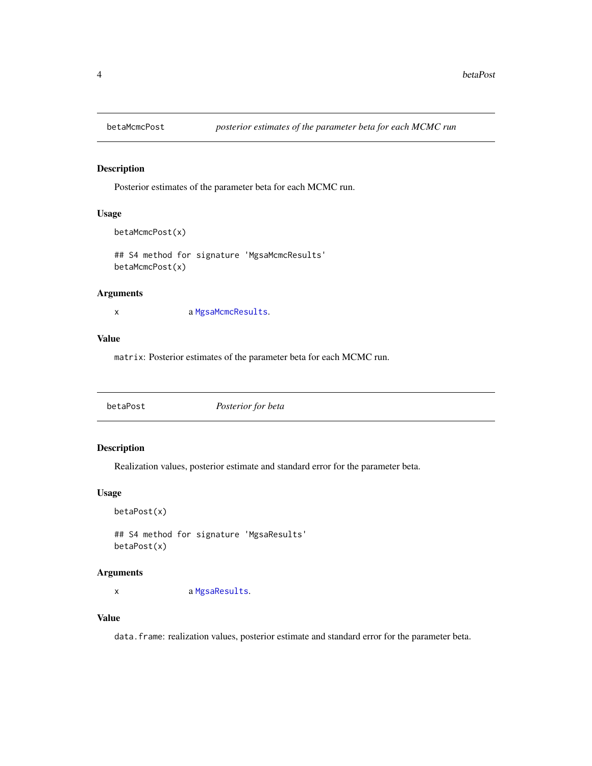## betaMcmcPost — *posterior estimates of the parameter beta for each MCMC run*

### Description

Posterior estimates of the parameter beta for each MCMC run.

### Usage

```
betaMcmcPost(x)

## S4 method for signature 'MgsaMcmcResults'
betaMcmcPost(x)
```

### Arguments

x    a MgsaMcmcResults.

### Value

`matrix`: Posterior estimates of the parameter beta for each MCMC run.

## betaPost — *Posterior for beta*

### Description

Realization values, posterior estimate and standard error for the parameter beta.

### Usage

```
betaPost(x)

## S4 method for signature 'MgsaResults'
betaPost(x)
```

### Arguments

x    a MgsaResults.

### Value

`data.frame`: realization values, posterior estimate and standard error for the parameter beta.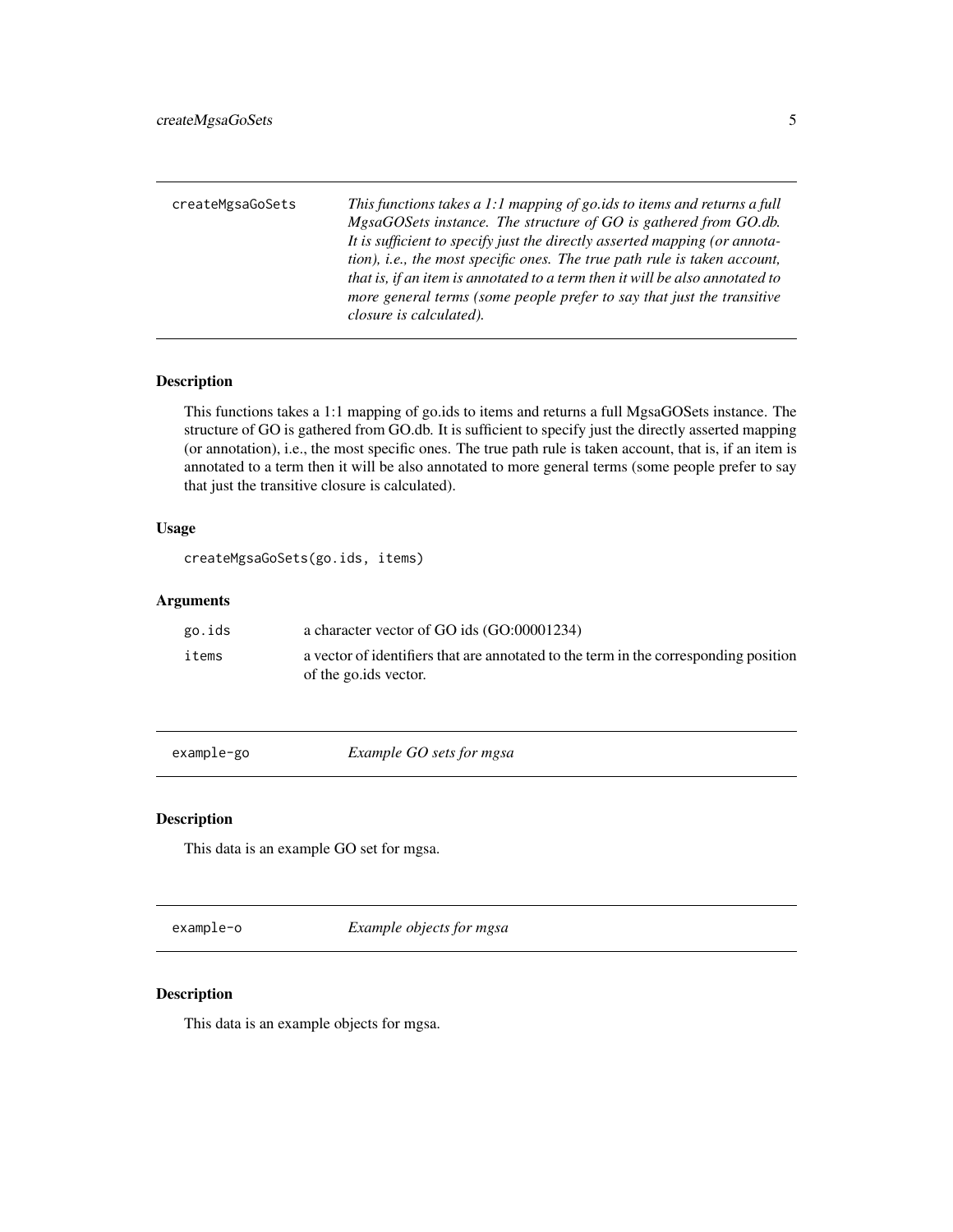## createMgsaGoSets

*This functions takes a 1:1 mapping of go.ids to items and returns a full MgsaGOSets instance. The structure of GO is gathered from GO.db. It is sufficient to specify just the directly asserted mapping (or annotation), i.e., the most specific ones. The true path rule is taken account, that is, if an item is annotated to a term then it will be also annotated to more general terms (some people prefer to say that just the transitive closure is calculated).*

### Description

This functions takes a 1:1 mapping of go.ids to items and returns a full MgsaGOSets instance. The structure of GO is gathered from GO.db. It is sufficient to specify just the directly asserted mapping (or annotation), i.e., the most specific ones. The true path rule is taken account, that is, if an item is annotated to a term then it will be also annotated to more general terms (some people prefer to say that just the transitive closure is calculated).

### Usage

```
createMgsaGoSets(go.ids, items)
```

### Arguments

| | |
|---|---|
| go.ids | a character vector of GO ids (GO:00001234) |
| items | a vector of identifiers that are annotated to the term in the corresponding position of the go.ids vector. |

## example-go

*Example GO sets for mgsa*

### Description

This data is an example GO set for mgsa.

## example-o

*Example objects for mgsa*

### Description

This data is an example objects for mgsa.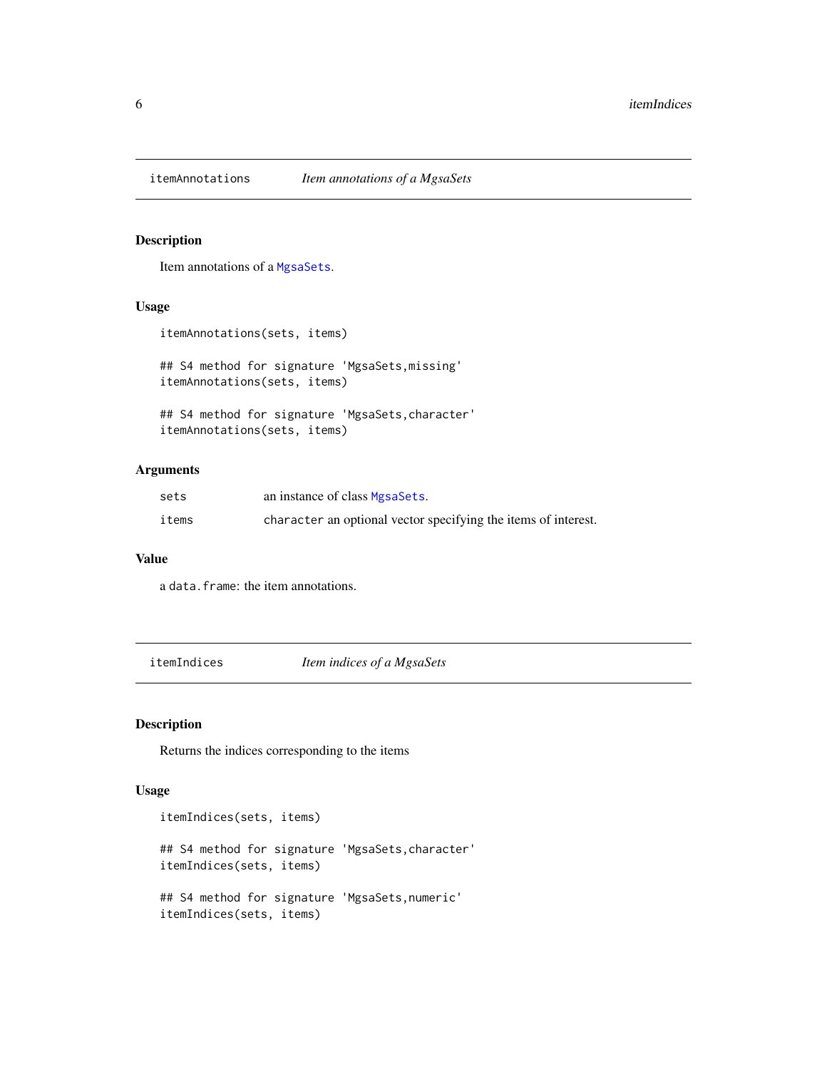## itemAnnotations *Item annotations of a MgsaSets*

### Description

Item annotations of a `MgsaSets`.

### Usage

```
itemAnnotations(sets, items)

## S4 method for signature 'MgsaSets,missing'
itemAnnotations(sets, items)

## S4 method for signature 'MgsaSets,character'
itemAnnotations(sets, items)
```

### Arguments

| | |
|---|---|
| `sets` | an instance of class `MgsaSets`. |
| `items` | `character` an optional vector specifying the items of interest. |

### Value

a `data.frame`: the item annotations.

## itemIndices *Item indices of a MgsaSets*

### Description

Returns the indices corresponding to the items

### Usage

```
itemIndices(sets, items)

## S4 method for signature 'MgsaSets,character'
itemIndices(sets, items)

## S4 method for signature 'MgsaSets,numeric'
itemIndices(sets, items)
```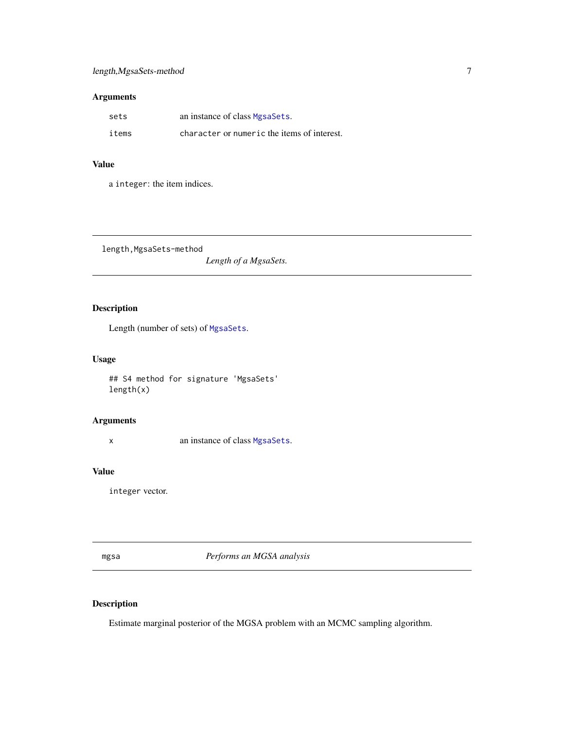### Arguments

| | |
|---|---|
| `sets` | an instance of class `MgsaSets`. |
| `items` | `character` or `numeric` the items of interest. |

### Value

a `integer`: the item indices.

---

## `length,MgsaSets-method` *Length of a MgsaSets.*

---

### Description

Length (number of sets) of `MgsaSets`.

### Usage

```
## S4 method for signature 'MgsaSets'
length(x)
```

### Arguments

| | |
|---|---|
| `x` | an instance of class `MgsaSets`. |

### Value

`integer` vector.

---

## `mgsa` *Performs an MGSA analysis*

---

### Description

Estimate marginal posterior of the MGSA problem with an MCMC sampling algorithm.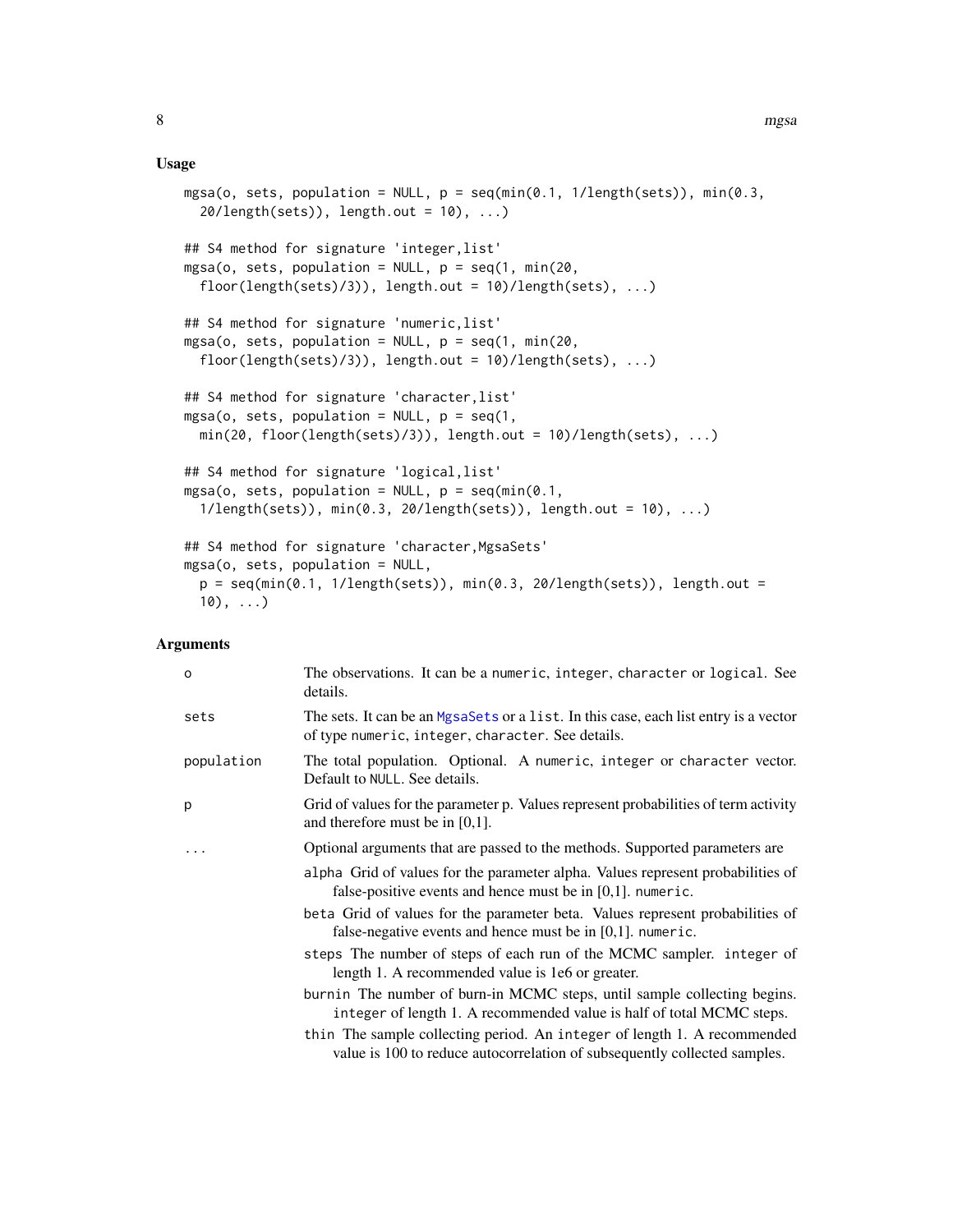## Usage

```
mgsa(o, sets, population = NULL, p = seq(min(0.1, 1/length(sets)), min(0.3,
  20/length(sets)), length.out = 10), ...)

## S4 method for signature 'integer,list'
mgsa(o, sets, population = NULL, p = seq(1, min(20,
  floor(length(sets)/3)), length.out = 10)/length(sets), ...)

## S4 method for signature 'numeric,list'
mgsa(o, sets, population = NULL, p = seq(1, min(20,
  floor(length(sets)/3)), length.out = 10)/length(sets), ...)

## S4 method for signature 'character,list'
mgsa(o, sets, population = NULL, p = seq(1,
  min(20, floor(length(sets)/3)), length.out = 10)/length(sets), ...)

## S4 method for signature 'logical,list'
mgsa(o, sets, population = NULL, p = seq(min(0.1,
  1/length(sets)), min(0.3, 20/length(sets)), length.out = 10), ...)

## S4 method for signature 'character,MgsaSets'
mgsa(o, sets, population = NULL,
  p = seq(min(0.1, 1/length(sets)), min(0.3, 20/length(sets)), length.out =
  10), ...)
```

## Arguments

| | |
|---|---|
| `o` | The observations. It can be a `numeric`, `integer`, `character` or `logical`. See details. |
| `sets` | The sets. It can be an `MgsaSets` or a `list`. In this case, each list entry is a vector of type `numeric`, `integer`, `character`. See details. |
| `population` | The total population. Optional. A `numeric`, `integer` or `character` vector. Default to `NULL`. See details. |
| `p` | Grid of values for the parameter p. Values represent probabilities of term activity and therefore must be in [0,1]. |
| `...` | Optional arguments that are passed to the methods. Supported parameters are |

- `alpha` Grid of values for the parameter alpha. Values represent probabilities of false-positive events and hence must be in [0,1]. `numeric`.
- `beta` Grid of values for the parameter beta. Values represent probabilities of false-negative events and hence must be in [0,1]. `numeric`.
- `steps` The number of steps of each run of the MCMC sampler. `integer` of length 1. A recommended value is 1e6 or greater.
- `burnin` The number of burn-in MCMC steps, until sample collecting begins. `integer` of length 1. A recommended value is half of total MCMC steps.
- `thin` The sample collecting period. An `integer` of length 1. A recommended value is 100 to reduce autocorrelation of subsequently collected samples.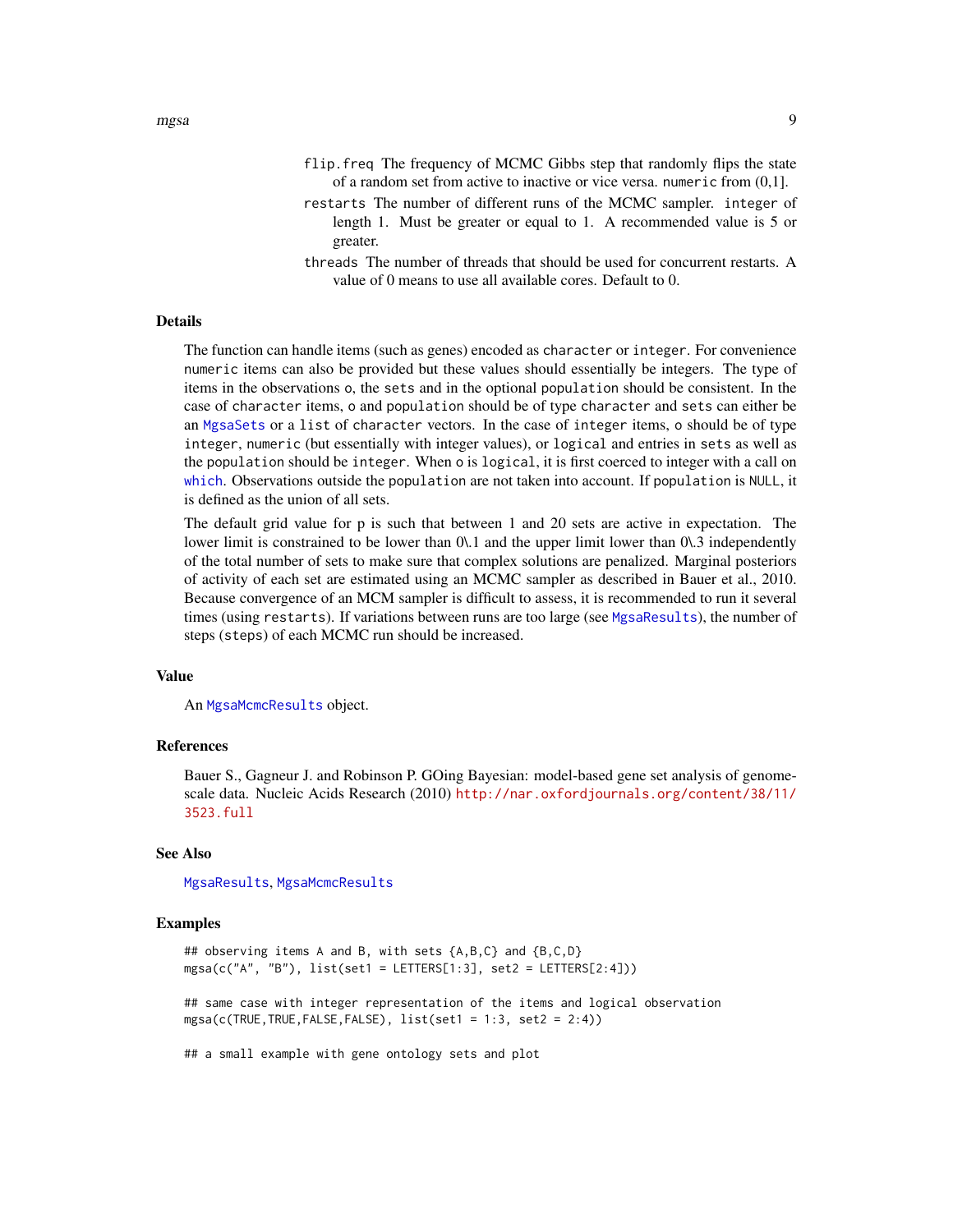flip.freq The frequency of MCMC Gibbs step that randomly flips the state of a random set from active to inactive or vice versa. numeric from (0,1].

restarts The number of different runs of the MCMC sampler. integer of length 1. Must be greater or equal to 1. A recommended value is 5 or greater.

threads The number of threads that should be used for concurrent restarts. A value of 0 means to use all available cores. Default to 0.

## Details

The function can handle items (such as genes) encoded as character or integer. For convenience numeric items can also be provided but these values should essentially be integers. The type of items in the observations o, the sets and in the optional population should be consistent. In the case of character items, o and population should be of type character and sets can either be an MgsaSets or a list of character vectors. In the case of integer items, o should be of type integer, numeric (but essentially with integer values), or logical and entries in sets as well as the population should be integer. When o is logical, it is first coerced to integer with a call on which. Observations outside the population are not taken into account. If population is NULL, it is defined as the union of all sets.

The default grid value for p is such that between 1 and 20 sets are active in expectation. The lower limit is constrained to be lower than 0\.1 and the upper limit lower than 0\.3 independently of the total number of sets to make sure that complex solutions are penalized. Marginal posteriors of activity of each set are estimated using an MCMC sampler as described in Bauer et al., 2010. Because convergence of an MCM sampler is difficult to assess, it is recommended to run it several times (using restarts). If variations between runs are too large (see MgsaResults), the number of steps (steps) of each MCMC run should be increased.

## Value

An MgsaMcmcResults object.

## References

Bauer S., Gagneur J. and Robinson P. GOing Bayesian: model-based gene set analysis of genome-scale data. Nucleic Acids Research (2010) http://nar.oxfordjournals.org/content/38/11/3523.full

## See Also

MgsaResults, MgsaMcmcResults

## Examples

```
## observing items A and B, with sets {A,B,C} and {B,C,D}
mgsa(c("A", "B"), list(set1 = LETTERS[1:3], set2 = LETTERS[2:4]))

## same case with integer representation of the items and logical observation
mgsa(c(TRUE,TRUE,FALSE,FALSE), list(set1 = 1:3, set2 = 2:4))

## a small example with gene ontology sets and plot
```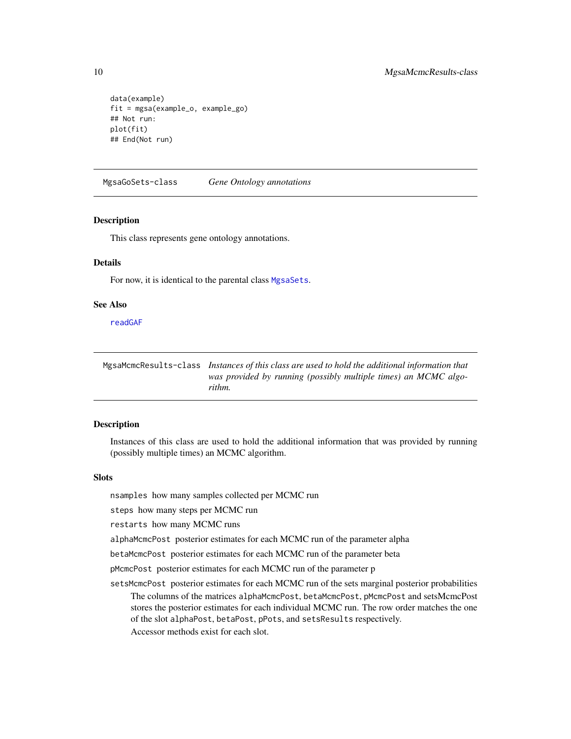```
data(example)
fit = mgsa(example_o, example_go)
## Not run:
plot(fit)
## End(Not run)
```

## MgsaGoSets-class — *Gene Ontology annotations*

### Description

This class represents gene ontology annotations.

### Details

For now, it is identical to the parental class `MgsaSets`.

### See Also

`readGAF`

## MgsaMcmcResults-class — *Instances of this class are used to hold the additional information that was provided by running (possibly multiple times) an MCMC algorithm.*

### Description

Instances of this class are used to hold the additional information that was provided by running (possibly multiple times) an MCMC algorithm.

### Slots

`nsamples` how many samples collected per MCMC run

`steps` how many steps per MCMC run

`restarts` how many MCMC runs

`alphaMcmcPost` posterior estimates for each MCMC run of the parameter alpha

`betaMcmcPost` posterior estimates for each MCMC run of the parameter beta

`pMcmcPost` posterior estimates for each MCMC run of the parameter p

`setsMcmcPost` posterior estimates for each MCMC run of the sets marginal posterior probabilities

The columns of the matrices `alphaMcmcPost`, `betaMcmcPost`, `pMcmcPost` and setsMcmcPost stores the posterior estimates for each individual MCMC run. The row order matches the one of the slot `alphaPost`, `betaPost`, `pPots`, and `setsResults` respectively.

Accessor methods exist for each slot.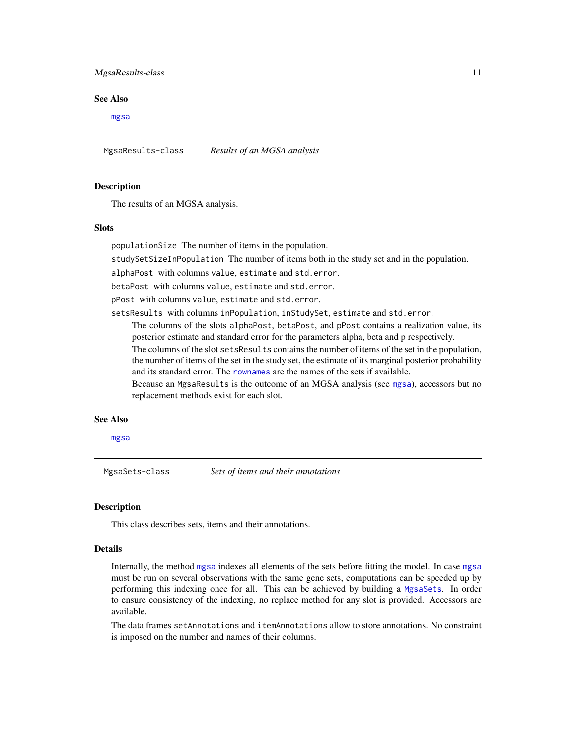## See Also

`mgsa`

---

## MgsaResults-class *Results of an MGSA analysis*

### Description

The results of an MGSA analysis.

### Slots

`populationSize` The number of items in the population.

`studySetSizeInPopulation` The number of items both in the study set and in the population.

`alphaPost` with columns `value`, `estimate` and `std.error`.

`betaPost` with columns `value`, `estimate` and `std.error`.

`pPost` with columns `value`, `estimate` and `std.error`.

`setsResults` with columns `inPopulation`, `inStudySet`, `estimate` and `std.error`.

The columns of the slots `alphaPost`, `betaPost`, and `pPost` contains a realization value, its posterior estimate and standard error for the parameters alpha, beta and p respectively.

The columns of the slot `setsResults` contains the number of items of the set in the population, the number of items of the set in the study set, the estimate of its marginal posterior probability and its standard error. The `rownames` are the names of the sets if available.

Because an `MgsaResults` is the outcome of an MGSA analysis (see `mgsa`), accessors but no replacement methods exist for each slot.

### See Also

`mgsa`

---

## MgsaSets-class *Sets of items and their annotations*

### Description

This class describes sets, items and their annotations.

### Details

Internally, the method `mgsa` indexes all elements of the sets before fitting the model. In case `mgsa` must be run on several observations with the same gene sets, computations can be speeded up by performing this indexing once for all. This can be achieved by building a `MgsaSets`. In order to ensure consistency of the indexing, no replace method for any slot is provided. Accessors are available.

The data frames `setAnnotations` and `itemAnnotations` allow to store annotations. No constraint is imposed on the number and names of their columns.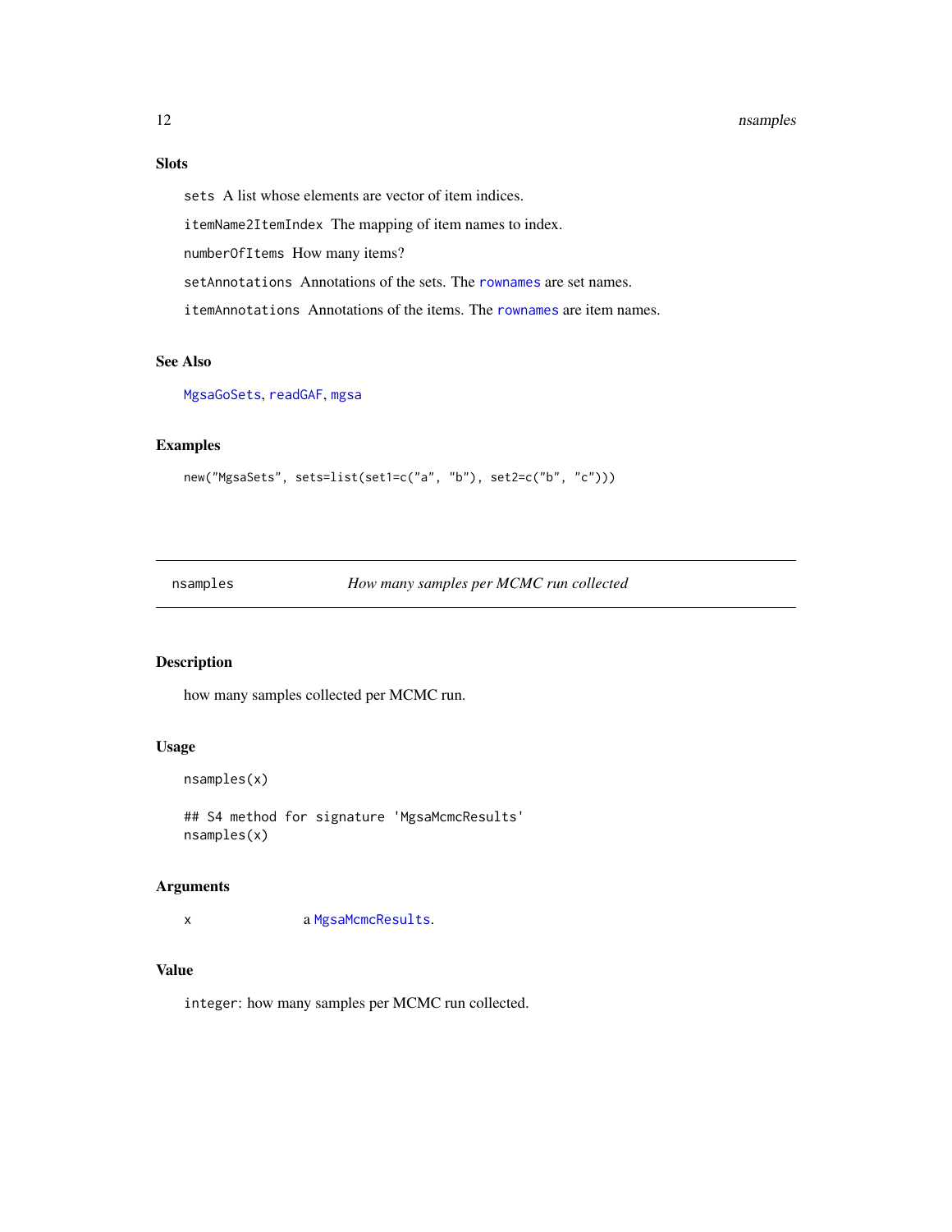### Slots

`sets` A list whose elements are vector of item indices.

`itemName2ItemIndex` The mapping of item names to index.

`numberOfItems` How many items?

`setAnnotations` Annotations of the sets. The `rownames` are set names.

`itemAnnotations` Annotations of the items. The `rownames` are item names.

### See Also

`MgsaGoSets`, `readGAF`, `mgsa`

### Examples

```
new("MgsaSets", sets=list(set1=c("a", "b"), set2=c("b", "c")))
```

---

## nsamples — *How many samples per MCMC run collected*

---

### Description

how many samples collected per MCMC run.

### Usage

```
nsamples(x)

## S4 method for signature 'MgsaMcmcResults'
nsamples(x)
```

### Arguments

| | |
|---|---|
| x | a `MgsaMcmcResults`. |

### Value

`integer`: how many samples per MCMC run collected.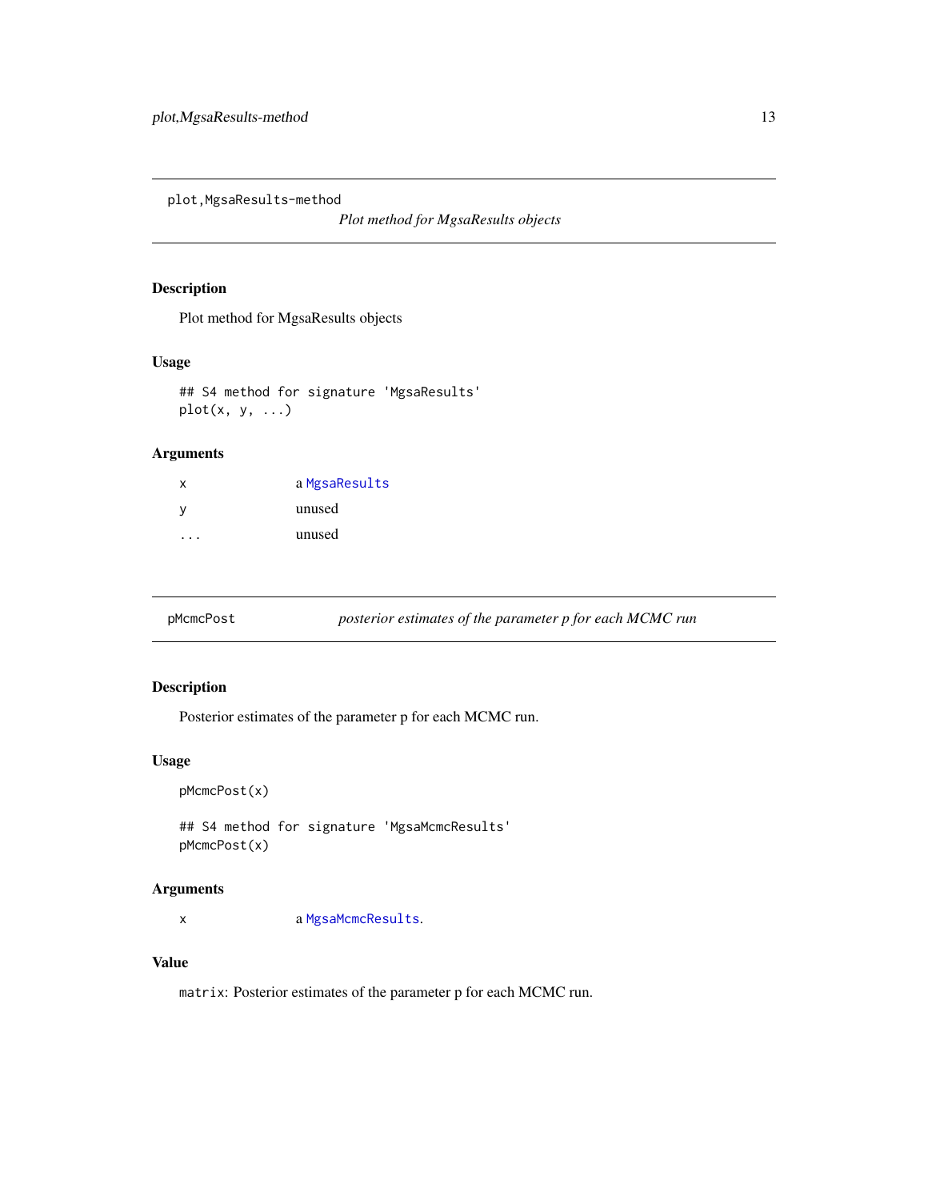## plot,MgsaResults-method

*Plot method for MgsaResults objects*

### Description

Plot method for MgsaResults objects

### Usage

```
## S4 method for signature 'MgsaResults'
plot(x, y, ...)
```

### Arguments

| | |
|---|---|
| x | a MgsaResults |
| y | unused |
| ... | unused |

## pMcmcPost

*posterior estimates of the parameter p for each MCMC run*

### Description

Posterior estimates of the parameter p for each MCMC run.

### Usage

```
pMcmcPost(x)

## S4 method for signature 'MgsaMcmcResults'
pMcmcPost(x)
```

### Arguments

| | |
|---|---|
| x | a MgsaMcmcResults. |

### Value

`matrix`: Posterior estimates of the parameter p for each MCMC run.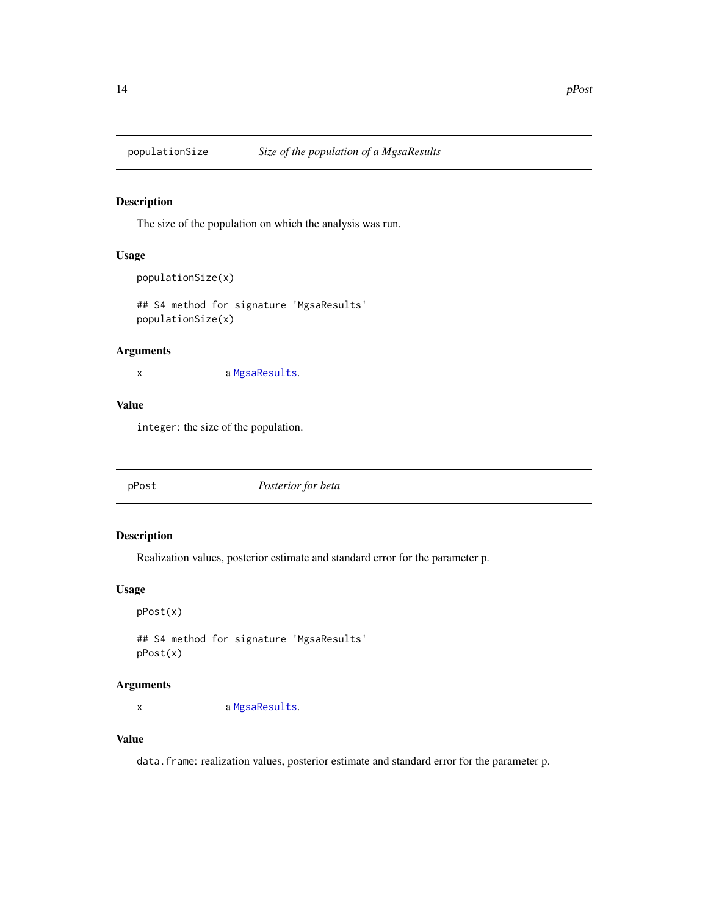## populationSize    *Size of the population of a MgsaResults*

### Description

The size of the population on which the analysis was run.

### Usage

```
populationSize(x)

## S4 method for signature 'MgsaResults'
populationSize(x)
```

### Arguments

x    a MgsaResults.

### Value

`integer`: the size of the population.

## pPost    *Posterior for beta*

### Description

Realization values, posterior estimate and standard error for the parameter p.

### Usage

```
pPost(x)

## S4 method for signature 'MgsaResults'
pPost(x)
```

### Arguments

x    a MgsaResults.

### Value

`data.frame`: realization values, posterior estimate and standard error for the parameter p.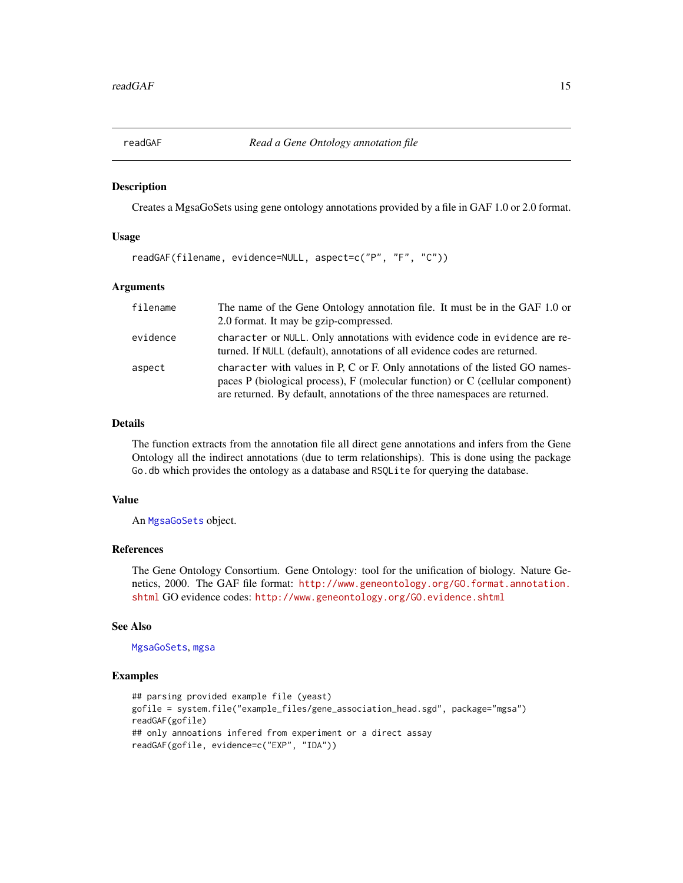# readGAF — *Read a Gene Ontology annotation file*

## Description

Creates a MgsaGoSets using gene ontology annotations provided by a file in GAF 1.0 or 2.0 format.

## Usage

```
readGAF(filename, evidence=NULL, aspect=c("P", "F", "C"))
```

## Arguments

| | |
|---|---|
| `filename` | The name of the Gene Ontology annotation file. It must be in the GAF 1.0 or 2.0 format. It may be gzip-compressed. |
| `evidence` | `character` or `NULL`. Only annotations with evidence code in `evidence` are returned. If `NULL` (default), annotations of all evidence codes are returned. |
| `aspect` | `character` with values in P, C or F. Only annotations of the listed GO namespaces P (biological process), F (molecular function) or C (cellular component) are returned. By default, annotations of the three namespaces are returned. |

## Details

The function extracts from the annotation file all direct gene annotations and infers from the Gene Ontology all the indirect annotations (due to term relationships). This is done using the package `Go.db` which provides the ontology as a database and `RSQLite` for querying the database.

## Value

An `MgsaGoSets` object.

## References

The Gene Ontology Consortium. Gene Ontology: tool for the unification of biology. Nature Genetics, 2000. The GAF file format: `http://www.geneontology.org/GO.format.annotation.shtml` GO evidence codes: `http://www.geneontology.org/GO.evidence.shtml`

## See Also

`MgsaGoSets`, `mgsa`

## Examples

```
## parsing provided example file (yeast)
gofile = system.file("example_files/gene_association_head.sgd", package="mgsa")
readGAF(gofile)
## only annoations infered from experiment or a direct assay
readGAF(gofile, evidence=c("EXP", "IDA"))
```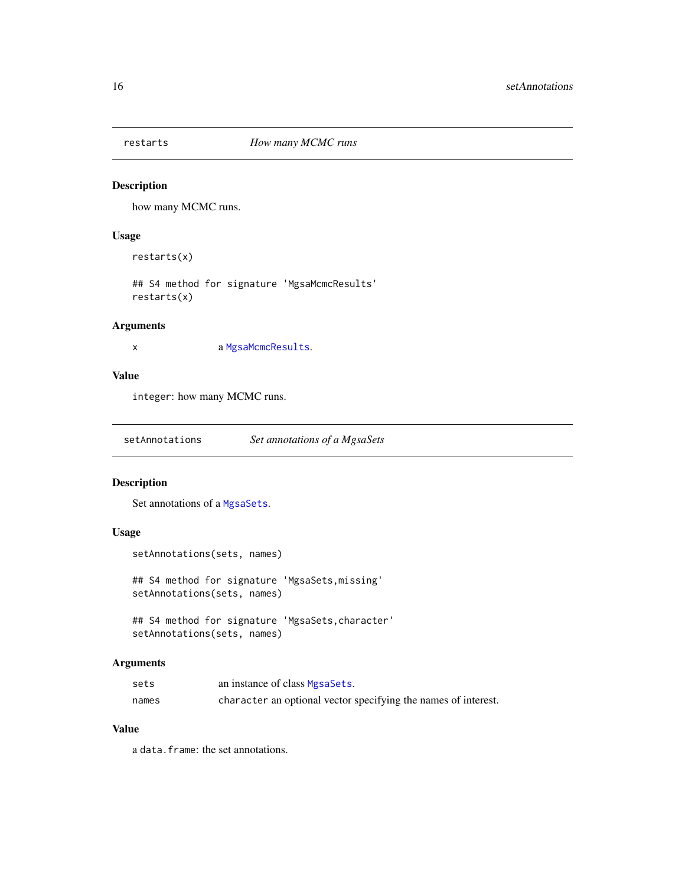## restarts — *How many MCMC runs*

### Description

how many MCMC runs.

### Usage

```
restarts(x)

## S4 method for signature 'MgsaMcmcResults'
restarts(x)
```

### Arguments

x — a `MgsaMcmcResults`.

### Value

`integer`: how many MCMC runs.

## setAnnotations — *Set annotations of a MgsaSets*

### Description

Set annotations of a `MgsaSets`.

### Usage

```
setAnnotations(sets, names)

## S4 method for signature 'MgsaSets,missing'
setAnnotations(sets, names)

## S4 method for signature 'MgsaSets,character'
setAnnotations(sets, names)
```

### Arguments

sets — an instance of class `MgsaSets`.

names — `character` an optional vector specifying the names of interest.

### Value

a `data.frame`: the set annotations.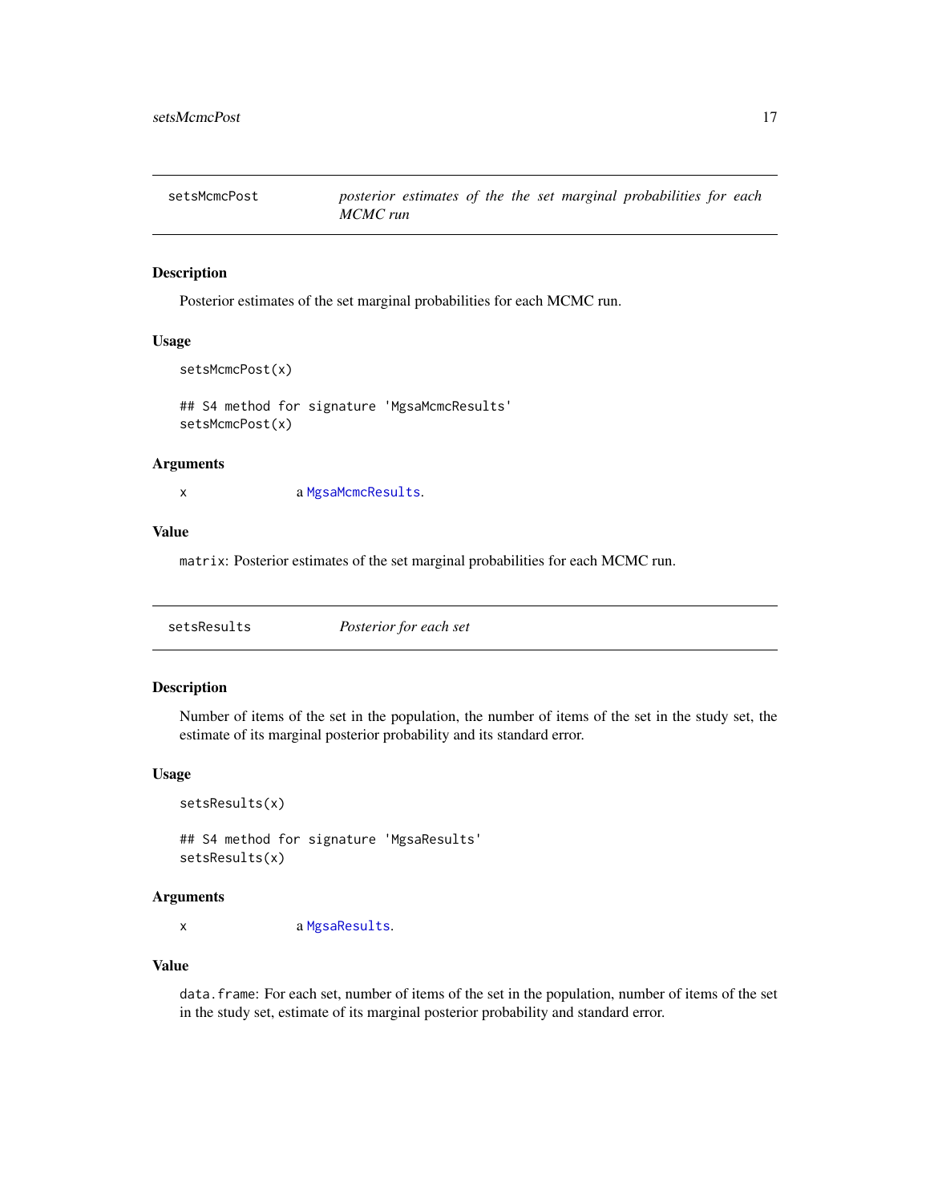## setsMcmcPost — *posterior estimates of the the set marginal probabilities for each MCMC run*

### Description

Posterior estimates of the set marginal probabilities for each MCMC run.

### Usage

```
setsMcmcPost(x)

## S4 method for signature 'MgsaMcmcResults'
setsMcmcPost(x)
```

### Arguments

x a MgsaMcmcResults.

### Value

`matrix`: Posterior estimates of the set marginal probabilities for each MCMC run.

## setsResults — *Posterior for each set*

### Description

Number of items of the set in the population, the number of items of the set in the study set, the estimate of its marginal posterior probability and its standard error.

### Usage

```
setsResults(x)

## S4 method for signature 'MgsaResults'
setsResults(x)
```

### Arguments

x a MgsaResults.

### Value

`data.frame`: For each set, number of items of the set in the population, number of items of the set in the study set, estimate of its marginal posterior probability and standard error.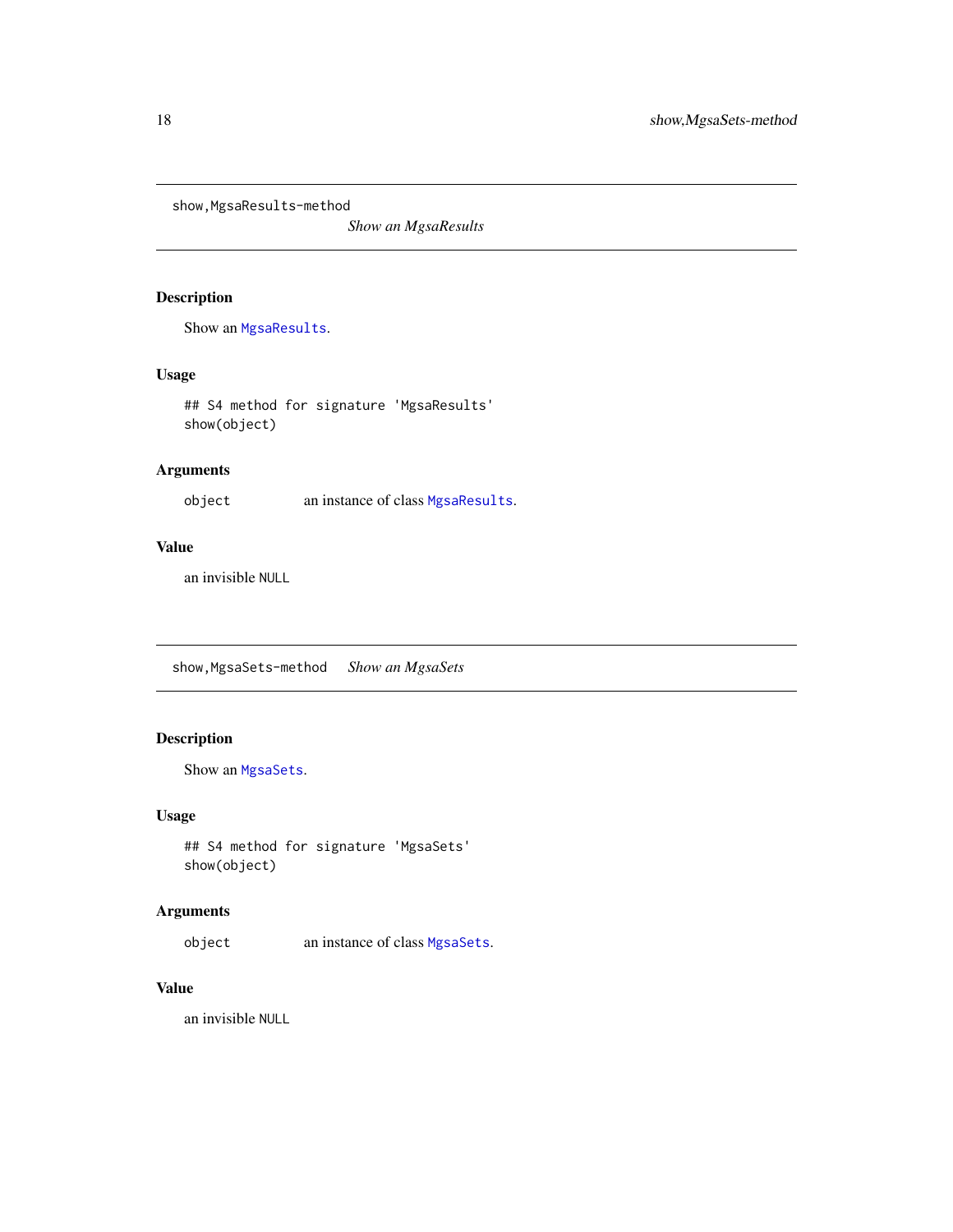## show,MgsaResults-method — *Show an MgsaResults*

### Description

Show an `MgsaResults`.

### Usage

```
## S4 method for signature 'MgsaResults'
show(object)
```

### Arguments

| | |
|---|---|
| `object` | an instance of class `MgsaResults`. |

### Value

an invisible `NULL`

## show,MgsaSets-method — *Show an MgsaSets*

### Description

Show an `MgsaSets`.

### Usage

```
## S4 method for signature 'MgsaSets'
show(object)
```

### Arguments

| | |
|---|---|
| `object` | an instance of class `MgsaSets`. |

### Value

an invisible `NULL`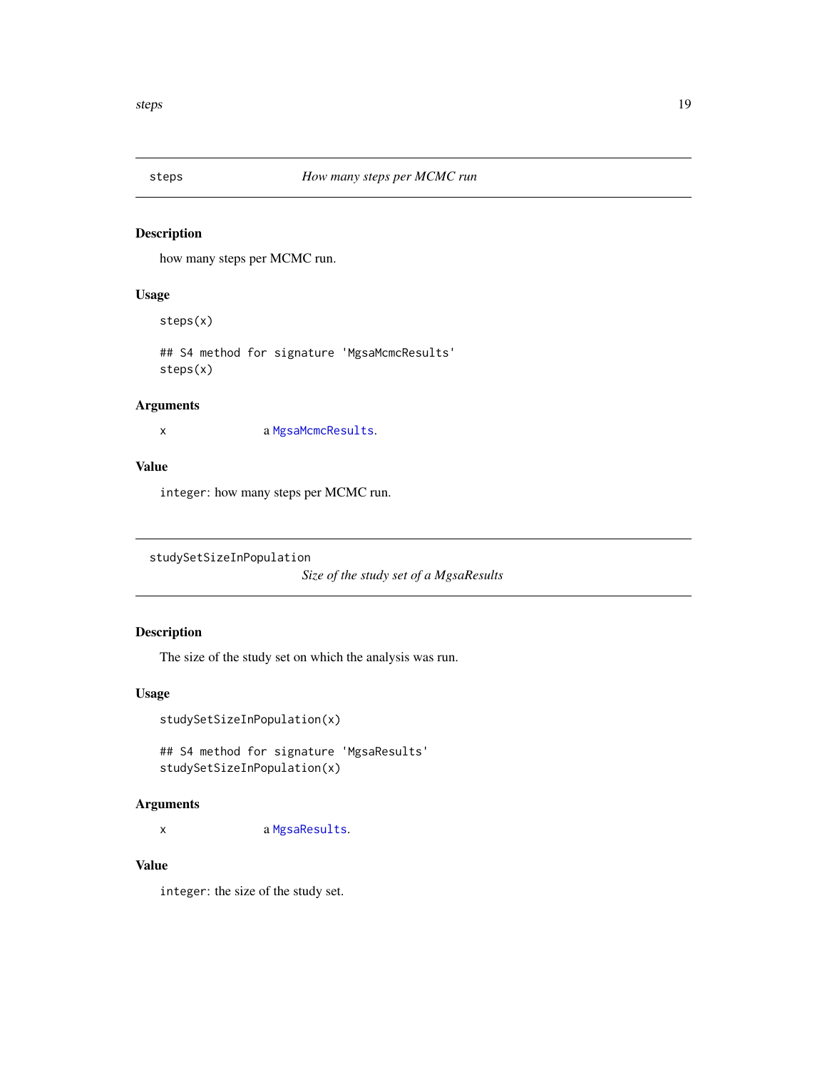## steps — *How many steps per MCMC run*

### Description

how many steps per MCMC run.

### Usage

```
steps(x)

## S4 method for signature 'MgsaMcmcResults'
steps(x)
```

### Arguments

| | |
|---|---|
| x | a MgsaMcmcResults. |

### Value

`integer`: how many steps per MCMC run.

## studySetSizeInPopulation — *Size of the study set of a MgsaResults*

### Description

The size of the study set on which the analysis was run.

### Usage

```
studySetSizeInPopulation(x)

## S4 method for signature 'MgsaResults'
studySetSizeInPopulation(x)
```

### Arguments

| | |
|---|---|
| x | a MgsaResults. |

### Value

`integer`: the size of the study set.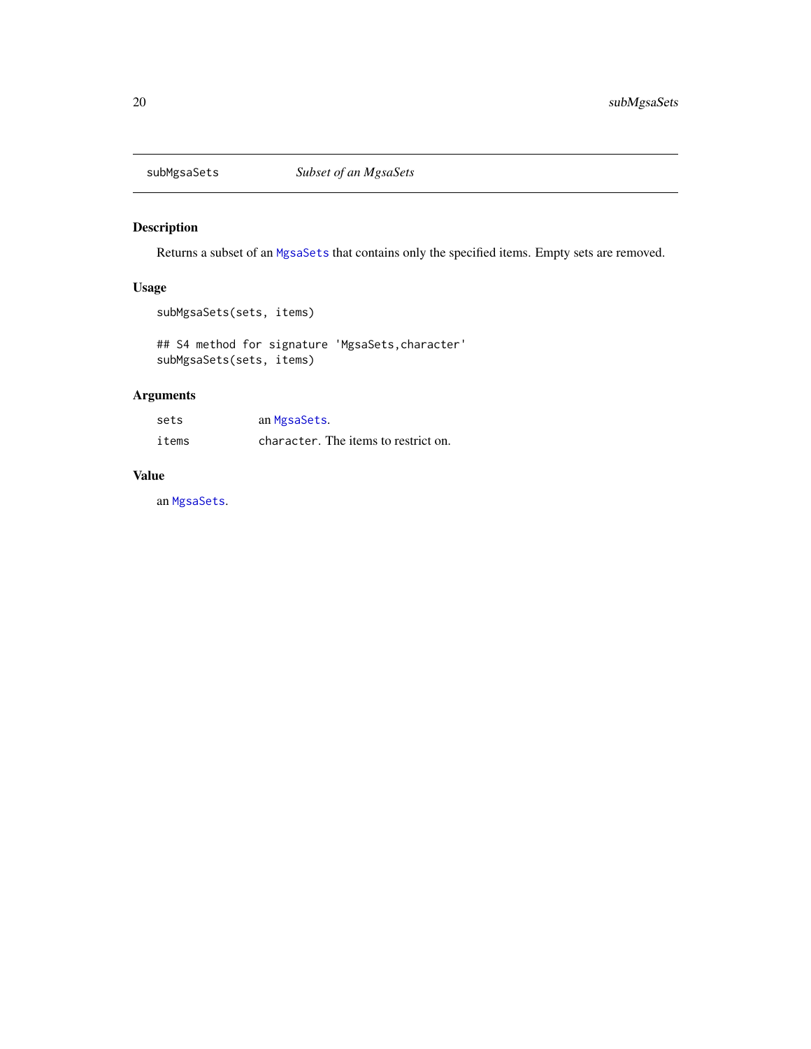# subMgsaSets *Subset of an MgsaSets*

## Description

Returns a subset of an `MgsaSets` that contains only the specified items. Empty sets are removed.

## Usage

```
subMgsaSets(sets, items)

## S4 method for signature 'MgsaSets,character'
subMgsaSets(sets, items)
```

## Arguments

| | |
|---|---|
| `sets` | an `MgsaSets`. |
| `items` | `character`. The items to restrict on. |

## Value

an `MgsaSets`.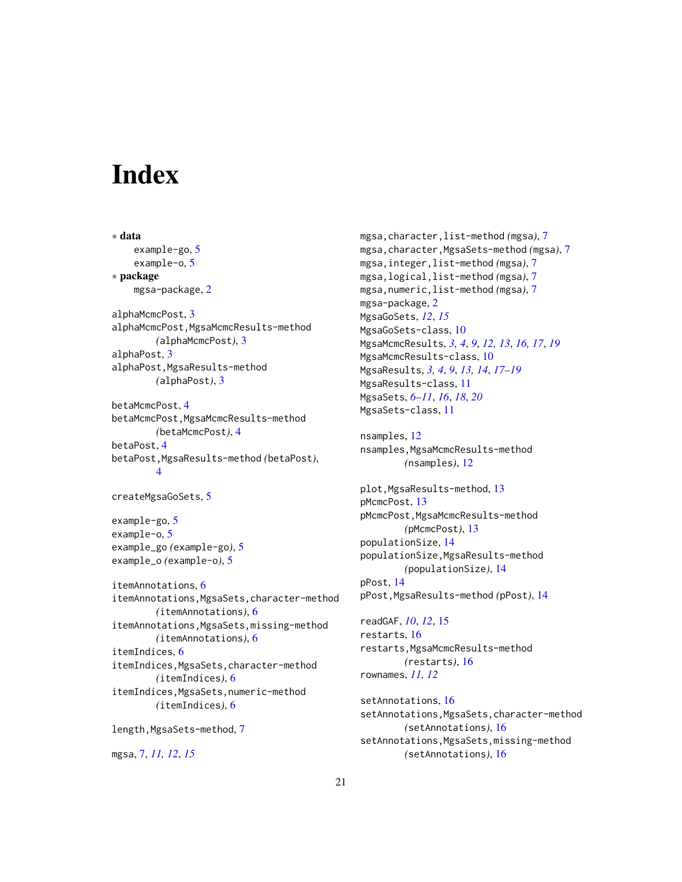# Index

∗ **data**

example-go, 5
example-o, 5

∗ **package**

mgsa-package, 2

alphaMcmcPost, 3
alphaMcmcPost,MgsaMcmcResults-method (alphaMcmcPost), 3
alphaPost, 3
alphaPost,MgsaResults-method (alphaPost), 3

betaMcmcPost, 4
betaMcmcPost,MgsaMcmcResults-method (betaMcmcPost), 4
betaPost, 4
betaPost,MgsaResults-method (betaPost), 4

createMgsaGoSets, 5

example-go, 5
example-o, 5
example_go (example-go), 5
example_o (example-o), 5

itemAnnotations, 6
itemAnnotations,MgsaSets,character-method (itemAnnotations), 6
itemAnnotations,MgsaSets,missing-method (itemAnnotations), 6
itemIndices, 6
itemIndices,MgsaSets,character-method (itemIndices), 6
itemIndices,MgsaSets,numeric-method (itemIndices), 6

length,MgsaSets-method, 7

mgsa, 7, *11, 12*, *15*
mgsa,character,list-method (mgsa), 7
mgsa,character,MgsaSets-method (mgsa), 7
mgsa,integer,list-method (mgsa), 7
mgsa,logical,list-method (mgsa), 7
mgsa,numeric,list-method (mgsa), 7
mgsa-package, 2
MgsaGoSets, *12*, *15*
MgsaGoSets-class, 10
MgsaMcmcResults, *3, 4*, *9*, *12, 13*, *16, 17*, *19*
MgsaMcmcResults-class, 10
MgsaResults, *3, 4*, *9*, *13, 14*, *17–19*
MgsaResults-class, 11
MgsaSets, *6–11*, *16*, *18*, *20*
MgsaSets-class, 11

nsamples, 12
nsamples,MgsaMcmcResults-method (nsamples), 12

plot,MgsaResults-method, 13
pMcmcPost, 13
pMcmcPost,MgsaMcmcResults-method (pMcmcPost), 13
populationSize, 14
populationSize,MgsaResults-method (populationSize), 14
pPost, 14
pPost,MgsaResults-method (pPost), 14

readGAF, *10*, *12*, 15
restarts, 16
restarts,MgsaMcmcResults-method (restarts), 16
rownames, *11, 12*

setAnnotations, 16
setAnnotations,MgsaSets,character-method (setAnnotations), 16
setAnnotations,MgsaSets,missing-method (setAnnotations), 16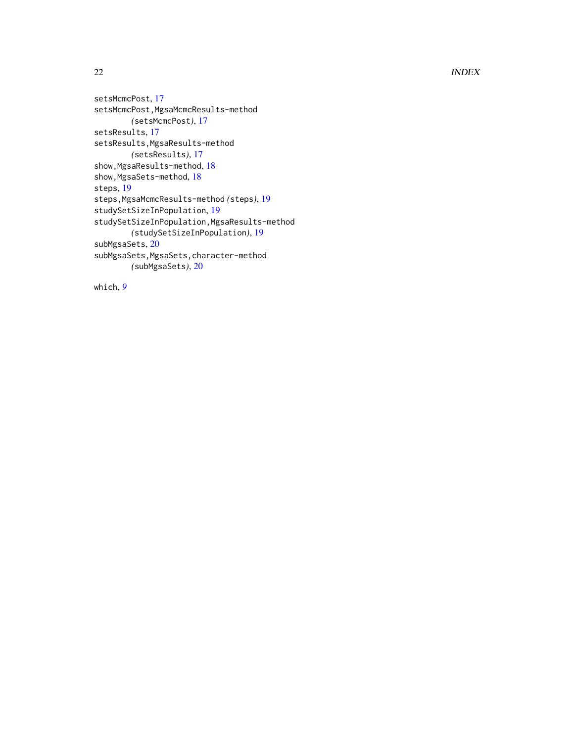setsMcmcPost, 17
setsMcmcPost,MgsaMcmcResults-method
        (setsMcmcPost), 17
setsResults, 17
setsResults,MgsaResults-method
        (setsResults), 17
show,MgsaResults-method, 18
show,MgsaSets-method, 18
steps, 19
steps,MgsaMcmcResults-method (steps), 19
studySetSizeInPopulation, 19
studySetSizeInPopulation,MgsaResults-method
        (studySetSizeInPopulation), 19
subMgsaSets, 20
subMgsaSets,MgsaSets,character-method
        (subMgsaSets), 20

which, *9*